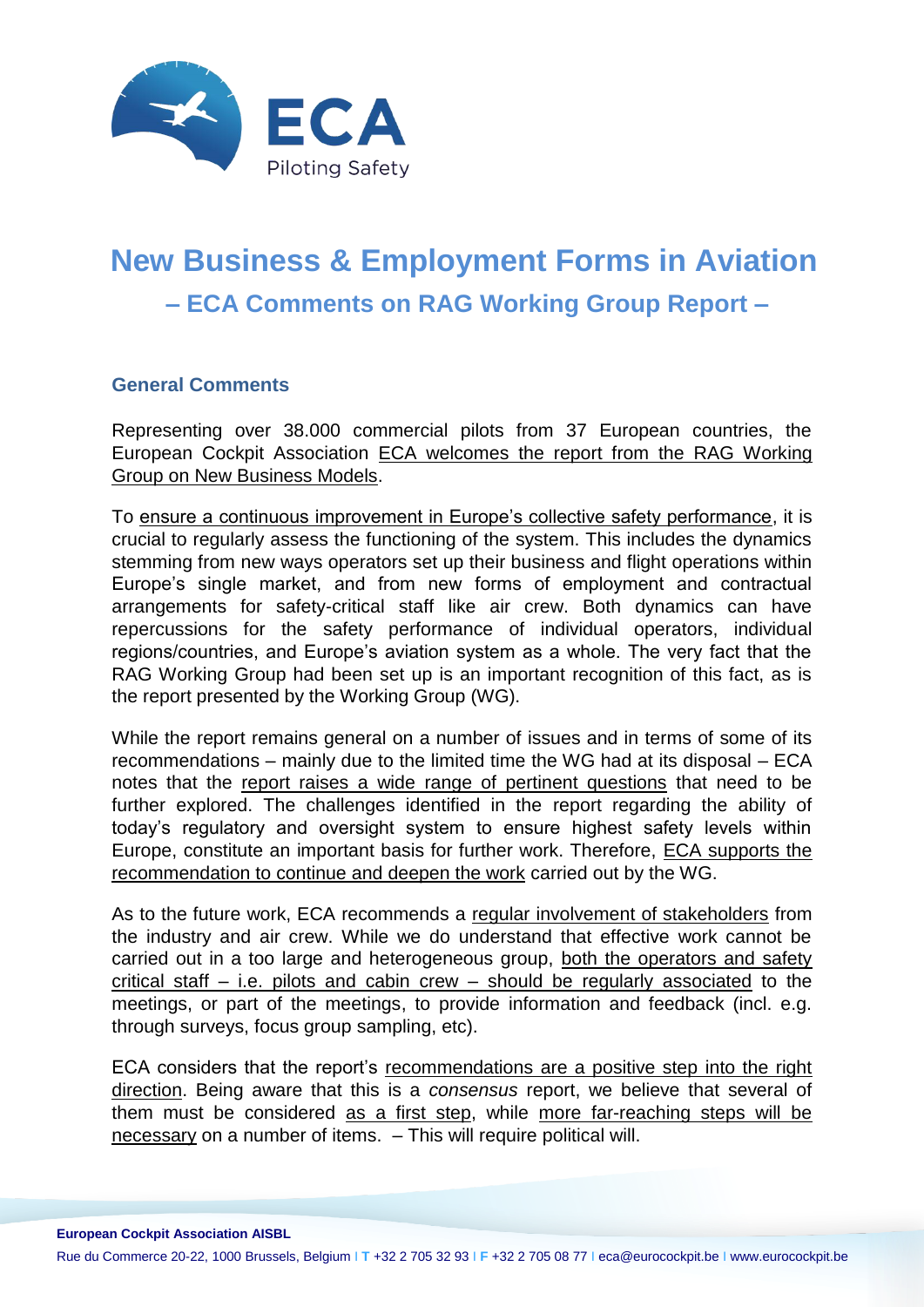# New Business & Employment Forms in Aviation

## – ECA Comments on RAG Working Group Report –

### General Comments

Representing over 38.000 commercial pilots from 37 European countries, the European Cockpit Association ECA welcomes the report from the RAG Working Group on New Business Models.

To ensure a continuous improvement in Europe's collective safety performance, it is crucial to regularly assess the functioning of the system. This includes the dynamics stemming from new ways operators set up their business and flight operations within Europe's single market, and from new forms of employment and contractual arrangements for safety-critical staff like air crew. Both dynamics can have repercussions for the safety performance of individual operators, individual regions/countries, and Europe's aviation system as a whole. The very fact that the RAG Working Group had been set up is an important recognition of this fact, as is the report presented by the Working Group (WG).

While the report remains general on a number of issues and in terms of some of its recommendations – mainly due to the limited time the WG had at its disposal – ECA notes that the report raises a wide range of pertinent questions that need to be further explored. The challenges identified in the report regarding the ability of today's regulatory and oversight system to ensure highest safety levels within Europe, constitute an important basis for further work. Therefore, ECA supports the recommendation to continue and deepen the work carried out by the WG.

As to the future work, ECA recommends a regular involvement of stakeholders from the industry and air crew. While we do understand that effective work cannot be carried out in a too large and heterogeneous group, both the operators and safety critical staff – i.e. pilots and cabin crew – should be regularly associated to the meetings, or part of the meetings, to provide information and feedback (incl. e.g. through surveys, focus group sampling, etc).

ECA considers that the report's recommendations are a positive step into the right direction. Being aware that this is a *consensus* report, we believe that several of them must be considered as a first step, while more far-reaching steps will be necessary on a number of items. – This will require political will.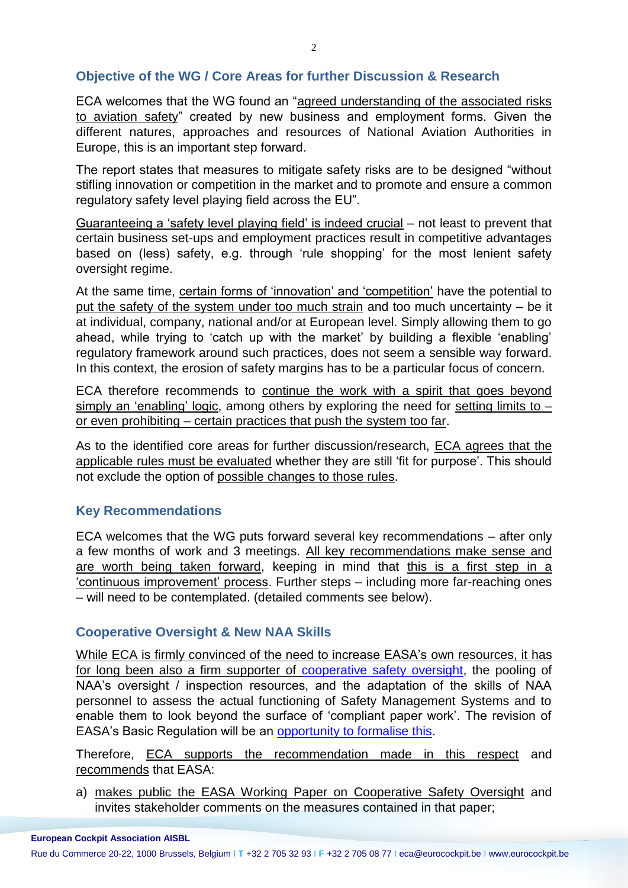## Objective of the WG / Core Areas for further Discussion & Research

ECA welcomes that the WG found an "agreed understanding of the associated risks to aviation safety" created by new business and employment forms. Given the different natures, approaches and resources of National Aviation Authorities in Europe, this is an important step forward.

The report states that measures to mitigate safety risks are to be designed "without stifling innovation or competition in the market and to promote and ensure a common regulatory safety level playing field across the EU".

Guaranteeing a 'safety level playing field' is indeed crucial – not least to prevent that certain business set-ups and employment practices result in competitive advantages based on (less) safety, e.g. through 'rule shopping' for the most lenient safety oversight regime.

At the same time, certain forms of 'innovation' and 'competition' have the potential to put the safety of the system under too much strain and too much uncertainty – be it at individual, company, national and/or at European level. Simply allowing them to go ahead, while trying to 'catch up with the market' by building a flexible 'enabling' regulatory framework around such practices, does not seem a sensible way forward. In this context, the erosion of safety margins has to be a particular focus of concern.

ECA therefore recommends to continue the work with a spirit that goes beyond simply an 'enabling' logic, among others by exploring the need for setting limits to – or even prohibiting – certain practices that push the system too far.

As to the identified core areas for further discussion/research, ECA agrees that the applicable rules must be evaluated whether they are still 'fit for purpose'. This should not exclude the option of possible changes to those rules.

## Key Recommendations

ECA welcomes that the WG puts forward several key recommendations – after only a few months of work and 3 meetings. All key recommendations make sense and are worth being taken forward, keeping in mind that this is a first step in a 'continuous improvement' process. Further steps – including more far-reaching ones – will need to be contemplated. (detailed comments see below).

## Cooperative Oversight & New NAA Skills

While ECA is firmly convinced of the need to increase EASA's own resources, it has for long been also a firm supporter of cooperative safety oversight, the pooling of NAA's oversight / inspection resources, and the adaptation of the skills of NAA personnel to assess the actual functioning of Safety Management Systems and to enable them to look beyond the surface of 'compliant paper work'. The revision of EASA's Basic Regulation will be an opportunity to formalise this.

Therefore, ECA supports the recommendation made in this respect and recommends that EASA:

a) makes public the EASA Working Paper on Cooperative Safety Oversight and invites stakeholder comments on the measures contained in that paper;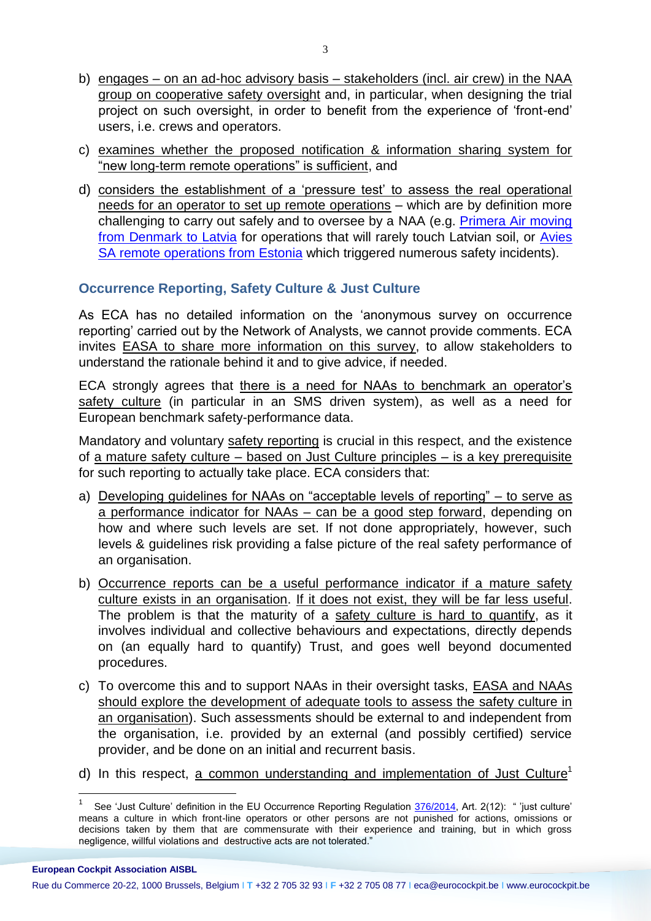b) engages – on an ad-hoc advisory basis – stakeholders (incl. air crew) in the NAA group on cooperative safety oversight and, in particular, when designing the trial project on such oversight, in order to benefit from the experience of 'front-end' users, i.e. crews and operators.

c) examines whether the proposed notification & information sharing system for "new long-term remote operations" is sufficient, and

d) considers the establishment of a 'pressure test' to assess the real operational needs for an operator to set up remote operations – which are by definition more challenging to carry out safely and to oversee by a NAA (e.g. Primera Air moving from Denmark to Latvia for operations that will rarely touch Latvian soil, or Avies SA remote operations from Estonia which triggered numerous safety incidents).

## Occurrence Reporting, Safety Culture & Just Culture

As ECA has no detailed information on the 'anonymous survey on occurrence reporting' carried out by the Network of Analysts, we cannot provide comments. ECA invites EASA to share more information on this survey, to allow stakeholders to understand the rationale behind it and to give advice, if needed.

ECA strongly agrees that there is a need for NAAs to benchmark an operator's safety culture (in particular in an SMS driven system), as well as a need for European benchmark safety-performance data.

Mandatory and voluntary safety reporting is crucial in this respect, and the existence of a mature safety culture – based on Just Culture principles – is a key prerequisite for such reporting to actually take place. ECA considers that:

a) Developing guidelines for NAAs on "acceptable levels of reporting" – to serve as a performance indicator for NAAs – can be a good step forward, depending on how and where such levels are set. If not done appropriately, however, such levels & guidelines risk providing a false picture of the real safety performance of an organisation.

b) Occurrence reports can be a useful performance indicator if a mature safety culture exists in an organisation. If it does not exist, they will be far less useful. The problem is that the maturity of a safety culture is hard to quantify, as it involves individual and collective behaviours and expectations, directly depends on (an equally hard to quantify) Trust, and goes well beyond documented procedures.

c) To overcome this and to support NAAs in their oversight tasks, EASA and NAAs should explore the development of adequate tools to assess the safety culture in an organisation). Such assessments should be external to and independent from the organisation, i.e. provided by an external (and possibly certified) service provider, and be done on an initial and recurrent basis.

d) In this respect, a common understanding and implementation of Just Culture[1]

---

[1] See 'Just Culture' definition in the EU Occurrence Reporting Regulation 376/2014, Art. 2(12): " 'just culture' means a culture in which front-line operators or other persons are not punished for actions, omissions or decisions taken by them that are commensurate with their experience and training, but in which gross negligence, willful violations and destructive acts are not tolerated."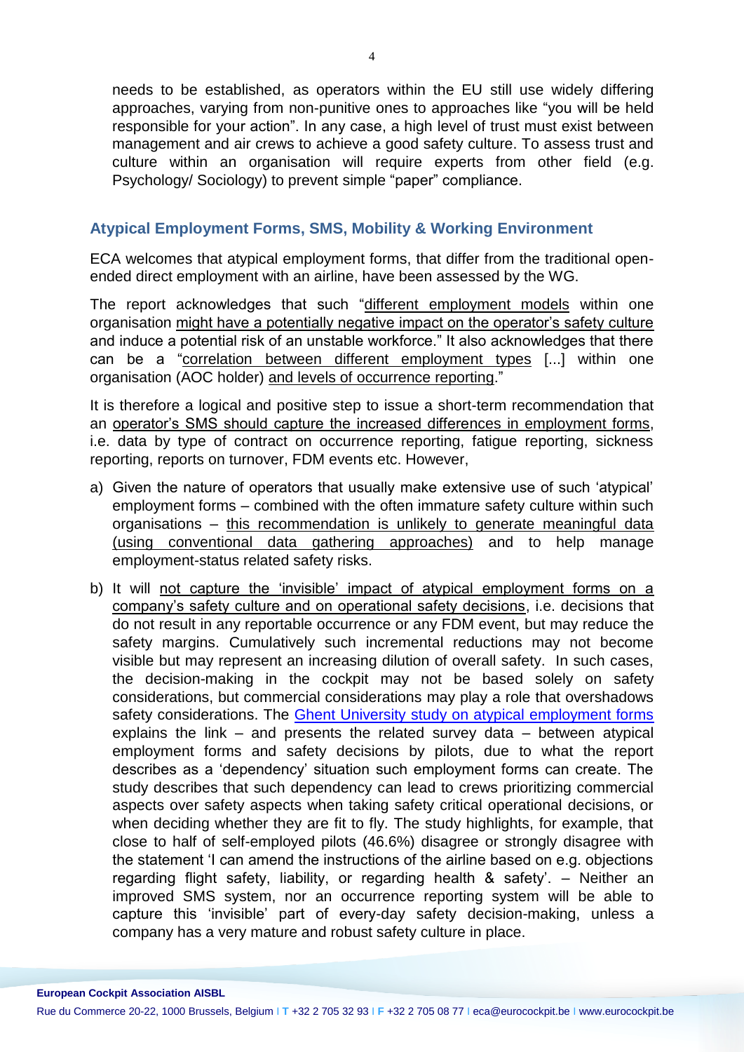needs to be established, as operators within the EU still use widely differing approaches, varying from non-punitive ones to approaches like "you will be held responsible for your action". In any case, a high level of trust must exist between management and air crews to achieve a good safety culture. To assess trust and culture within an organisation will require experts from other field (e.g. Psychology/ Sociology) to prevent simple "paper" compliance.

## Atypical Employment Forms, SMS, Mobility & Working Environment

ECA welcomes that atypical employment forms, that differ from the traditional open-ended direct employment with an airline, have been assessed by the WG.

The report acknowledges that such "different employment models within one organisation might have a potentially negative impact on the operator's safety culture and induce a potential risk of an unstable workforce." It also acknowledges that there can be a "correlation between different employment types [...] within one organisation (AOC holder) and levels of occurrence reporting."

It is therefore a logical and positive step to issue a short-term recommendation that an operator's SMS should capture the increased differences in employment forms, i.e. data by type of contract on occurrence reporting, fatigue reporting, sickness reporting, reports on turnover, FDM events etc. However,

a) Given the nature of operators that usually make extensive use of such 'atypical' employment forms – combined with the often immature safety culture within such organisations – this recommendation is unlikely to generate meaningful data (using conventional data gathering approaches) and to help manage employment-status related safety risks.

b) It will not capture the 'invisible' impact of atypical employment forms on a company's safety culture and on operational safety decisions, i.e. decisions that do not result in any reportable occurrence or any FDM event, but may reduce the safety margins. Cumulatively such incremental reductions may not become visible but may represent an increasing dilution of overall safety. In such cases, the decision-making in the cockpit may not be based solely on safety considerations, but commercial considerations may play a role that overshadows safety considerations. The Ghent University study on atypical employment forms explains the link – and presents the related survey data – between atypical employment forms and safety decisions by pilots, due to what the report describes as a 'dependency' situation such employment forms can create. The study describes that such dependency can lead to crews prioritizing commercial aspects over safety aspects when taking safety critical operational decisions, or when deciding whether they are fit to fly. The study highlights, for example, that close to half of self-employed pilots (46.6%) disagree or strongly disagree with the statement 'I can amend the instructions of the airline based on e.g. objections regarding flight safety, liability, or regarding health & safety'. – Neither an improved SMS system, nor an occurrence reporting system will be able to capture this 'invisible' part of every-day safety decision-making, unless a company has a very mature and robust safety culture in place.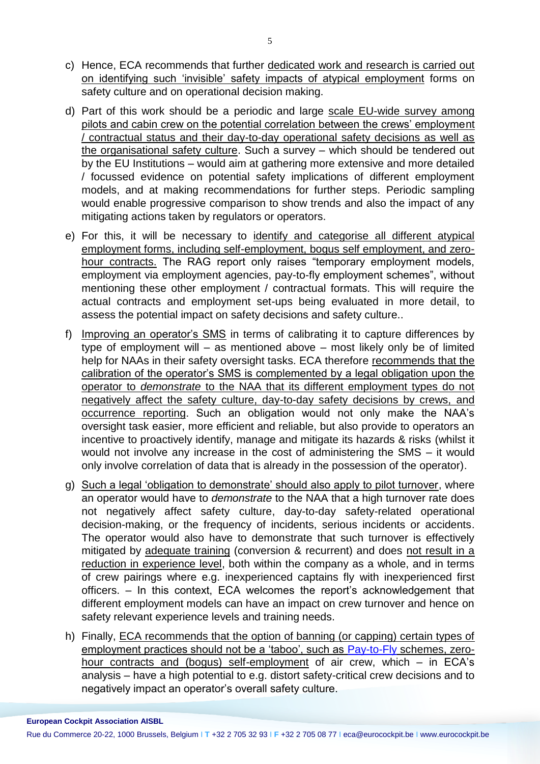c) Hence, ECA recommends that further dedicated work and research is carried out on identifying such 'invisible' safety impacts of atypical employment forms on safety culture and on operational decision making.

d) Part of this work should be a periodic and large scale EU-wide survey among pilots and cabin crew on the potential correlation between the crews' employment / contractual status and their day-to-day operational safety decisions as well as the organisational safety culture. Such a survey – which should be tendered out by the EU Institutions – would aim at gathering more extensive and more detailed / focussed evidence on potential safety implications of different employment models, and at making recommendations for further steps. Periodic sampling would enable progressive comparison to show trends and also the impact of any mitigating actions taken by regulators or operators.

e) For this, it will be necessary to identify and categorise all different atypical employment forms, including self-employment, bogus self employment, and zero-hour contracts. The RAG report only raises "temporary employment models, employment via employment agencies, pay-to-fly employment schemes", without mentioning these other employment / contractual formats. This will require the actual contracts and employment set-ups being evaluated in more detail, to assess the potential impact on safety decisions and safety culture..

f) Improving an operator's SMS in terms of calibrating it to capture differences by type of employment will – as mentioned above – most likely only be of limited help for NAAs in their safety oversight tasks. ECA therefore recommends that the calibration of the operator's SMS is complemented by a legal obligation upon the operator to *demonstrate* to the NAA that its different employment types do not negatively affect the safety culture, day-to-day safety decisions by crews, and occurrence reporting. Such an obligation would not only make the NAA's oversight task easier, more efficient and reliable, but also provide to operators an incentive to proactively identify, manage and mitigate its hazards & risks (whilst it would not involve any increase in the cost of administering the SMS – it would only involve correlation of data that is already in the possession of the operator).

g) Such a legal 'obligation to demonstrate' should also apply to pilot turnover, where an operator would have to *demonstrate* to the NAA that a high turnover rate does not negatively affect safety culture, day-to-day safety-related operational decision-making, or the frequency of incidents, serious incidents or accidents. The operator would also have to demonstrate that such turnover is effectively mitigated by adequate training (conversion & recurrent) and does not result in a reduction in experience level, both within the company as a whole, and in terms of crew pairings where e.g. inexperienced captains fly with inexperienced first officers. – In this context, ECA welcomes the report's acknowledgement that different employment models can have an impact on crew turnover and hence on safety relevant experience levels and training needs.

h) Finally, ECA recommends that the option of banning (or capping) certain types of employment practices should not be a 'taboo', such as Pay-to-Fly schemes, zero-hour contracts and (bogus) self-employment of air crew, which – in ECA's analysis – have a high potential to e.g. distort safety-critical crew decisions and to negatively impact an operator's overall safety culture.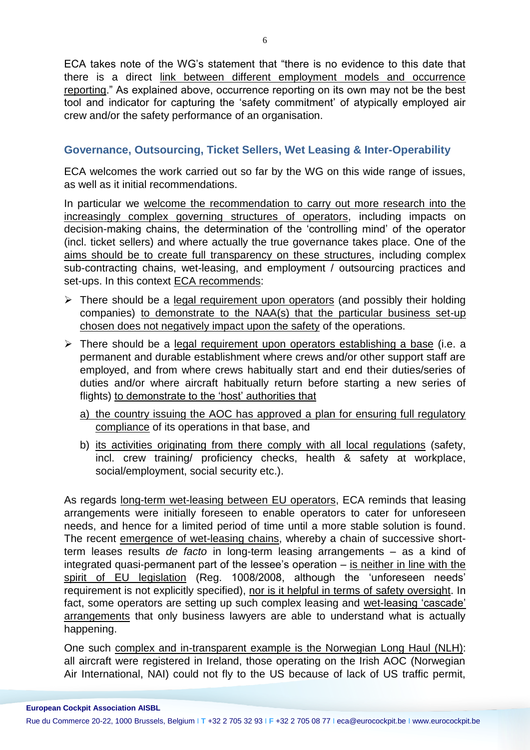ECA takes note of the WG's statement that "there is no evidence to this date that there is a direct link between different employment models and occurrence reporting." As explained above, occurrence reporting on its own may not be the best tool and indicator for capturing the 'safety commitment' of atypically employed air crew and/or the safety performance of an organisation.

## Governance, Outsourcing, Ticket Sellers, Wet Leasing & Inter-Operability

ECA welcomes the work carried out so far by the WG on this wide range of issues, as well as it initial recommendations.

In particular we welcome the recommendation to carry out more research into the increasingly complex governing structures of operators, including impacts on decision-making chains, the determination of the 'controlling mind' of the operator (incl. ticket sellers) and where actually the true governance takes place. One of the aims should be to create full transparency on these structures, including complex sub-contracting chains, wet-leasing, and employment / outsourcing practices and set-ups. In this context ECA recommends:

- There should be a legal requirement upon operators (and possibly their holding companies) to demonstrate to the NAA(s) that the particular business set-up chosen does not negatively impact upon the safety of the operations.
- There should be a legal requirement upon operators establishing a base (i.e. a permanent and durable establishment where crews and/or other support staff are employed, and from where crews habitually start and end their duties/series of duties and/or where aircraft habitually return before starting a new series of flights) to demonstrate to the 'host' authorities that
  a) the country issuing the AOC has approved a plan for ensuring full regulatory compliance of its operations in that base, and
  b) its activities originating from there comply with all local regulations (safety, incl. crew training/ proficiency checks, health & safety at workplace, social/employment, social security etc.).

As regards long-term wet-leasing between EU operators, ECA reminds that leasing arrangements were initially foreseen to enable operators to cater for unforeseen needs, and hence for a limited period of time until a more stable solution is found. The recent emergence of wet-leasing chains, whereby a chain of successive short-term leases results *de facto* in long-term leasing arrangements – as a kind of integrated quasi-permanent part of the lessee's operation – is neither in line with the spirit of EU legislation (Reg. 1008/2008, although the 'unforeseen needs' requirement is not explicitly specified), nor is it helpful in terms of safety oversight. In fact, some operators are setting up such complex leasing and wet-leasing 'cascade' arrangements that only business lawyers are able to understand what is actually happening.

One such complex and in-transparent example is the Norwegian Long Haul (NLH): all aircraft were registered in Ireland, those operating on the Irish AOC (Norwegian Air International, NAI) could not fly to the US because of lack of US traffic permit,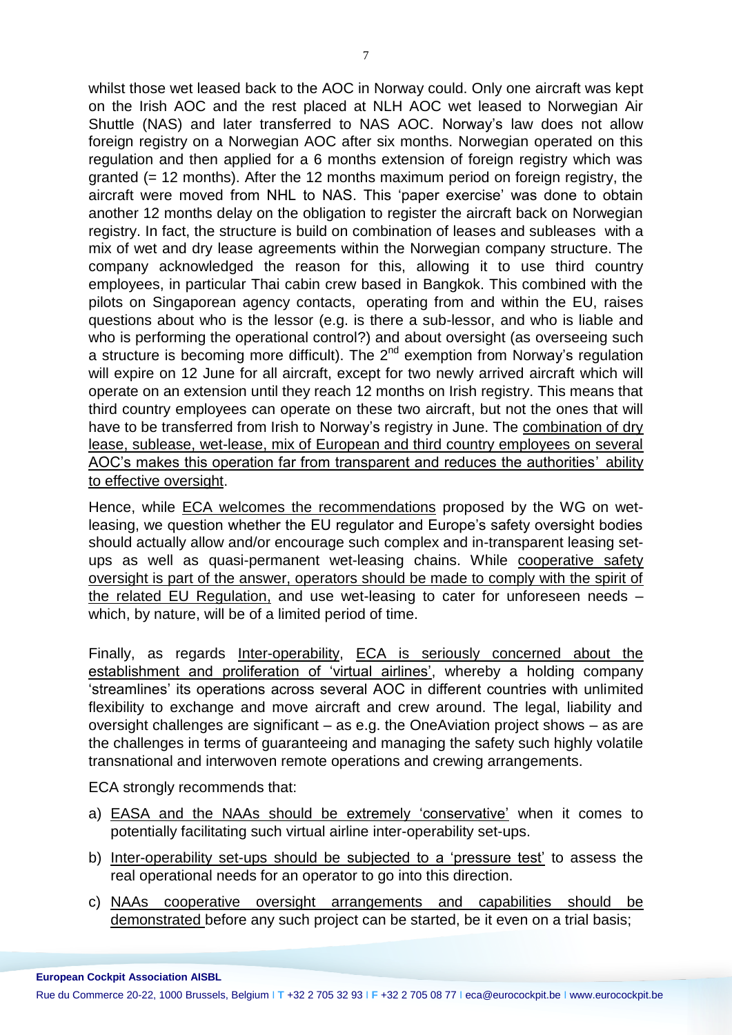whilst those wet leased back to the AOC in Norway could. Only one aircraft was kept on the Irish AOC and the rest placed at NLH AOC wet leased to Norwegian Air Shuttle (NAS) and later transferred to NAS AOC. Norway's law does not allow foreign registry on a Norwegian AOC after six months. Norwegian operated on this regulation and then applied for a 6 months extension of foreign registry which was granted (= 12 months). After the 12 months maximum period on foreign registry, the aircraft were moved from NHL to NAS. This 'paper exercise' was done to obtain another 12 months delay on the obligation to register the aircraft back on Norwegian registry. In fact, the structure is build on combination of leases and subleases with a mix of wet and dry lease agreements within the Norwegian company structure. The company acknowledged the reason for this, allowing it to use third country employees, in particular Thai cabin crew based in Bangkok. This combined with the pilots on Singaporean agency contacts, operating from and within the EU, raises questions about who is the lessor (e.g. is there a sub-lessor, and who is liable and who is performing the operational control?) and about oversight (as overseeing such a structure is becoming more difficult). The 2nd exemption from Norway's regulation will expire on 12 June for all aircraft, except for two newly arrived aircraft which will operate on an extension until they reach 12 months on Irish registry. This means that third country employees can operate on these two aircraft, but not the ones that will have to be transferred from Irish to Norway's registry in June. The <u>combination of dry lease, sublease, wet-lease, mix of European and third country employees on several AOC's makes this operation far from transparent and reduces the authorities' ability to effective oversight</u>.

Hence, while <u>ECA welcomes the recommendations</u> proposed by the WG on wet-leasing, we question whether the EU regulator and Europe's safety oversight bodies should actually allow and/or encourage such complex and in-transparent leasing set-ups as well as quasi-permanent wet-leasing chains. While <u>cooperative safety oversight is part of the answer, operators should be made to comply with the spirit of the related EU Regulation,</u> and use wet-leasing to cater for unforeseen needs – which, by nature, will be of a limited period of time.

Finally, as regards <u>Inter-operability</u>, <u>ECA is seriously concerned about the establishment and proliferation of 'virtual airlines'</u>, whereby a holding company 'streamlines' its operations across several AOC in different countries with unlimited flexibility to exchange and move aircraft and crew around. The legal, liability and oversight challenges are significant – as e.g. the OneAviation project shows – as are the challenges in terms of guaranteeing and managing the safety such highly volatile transnational and interwoven remote operations and crewing arrangements.

ECA strongly recommends that:

a) <u>EASA and the NAAs should be extremely 'conservative'</u> when it comes to potentially facilitating such virtual airline inter-operability set-ups.
b) <u>Inter-operability set-ups should be subjected to a 'pressure test'</u> to assess the real operational needs for an operator to go into this direction.
c) <u>NAAs cooperative oversight arrangements and capabilities should be demonstrated</u> before any such project can be started, be it even on a trial basis;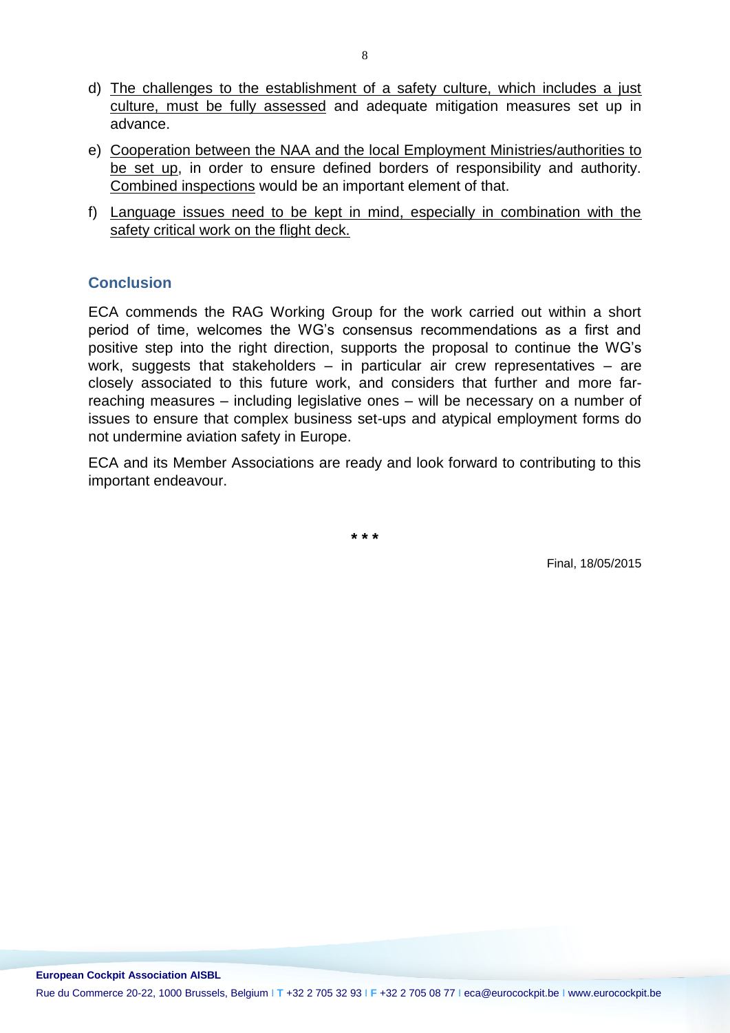d) <u>The challenges to the establishment of a safety culture, which includes a just culture, must be fully assessed</u> and adequate mitigation measures set up in advance.

e) <u>Cooperation between the NAA and the local Employment Ministries/authorities to be set up</u>, in order to ensure defined borders of responsibility and authority. <u>Combined inspections</u> would be an important element of that.

f) <u>Language issues need to be kept in mind, especially in combination with the safety critical work on the flight deck.</u>

## Conclusion

ECA commends the RAG Working Group for the work carried out within a short period of time, welcomes the WG's consensus recommendations as a first and positive step into the right direction, supports the proposal to continue the WG's work, suggests that stakeholders – in particular air crew representatives – are closely associated to this future work, and considers that further and more far-reaching measures – including legislative ones – will be necessary on a number of issues to ensure that complex business set-ups and atypical employment forms do not undermine aviation safety in Europe.

ECA and its Member Associations are ready and look forward to contributing to this important endeavour.

\* \* \*

Final, 18/05/2015